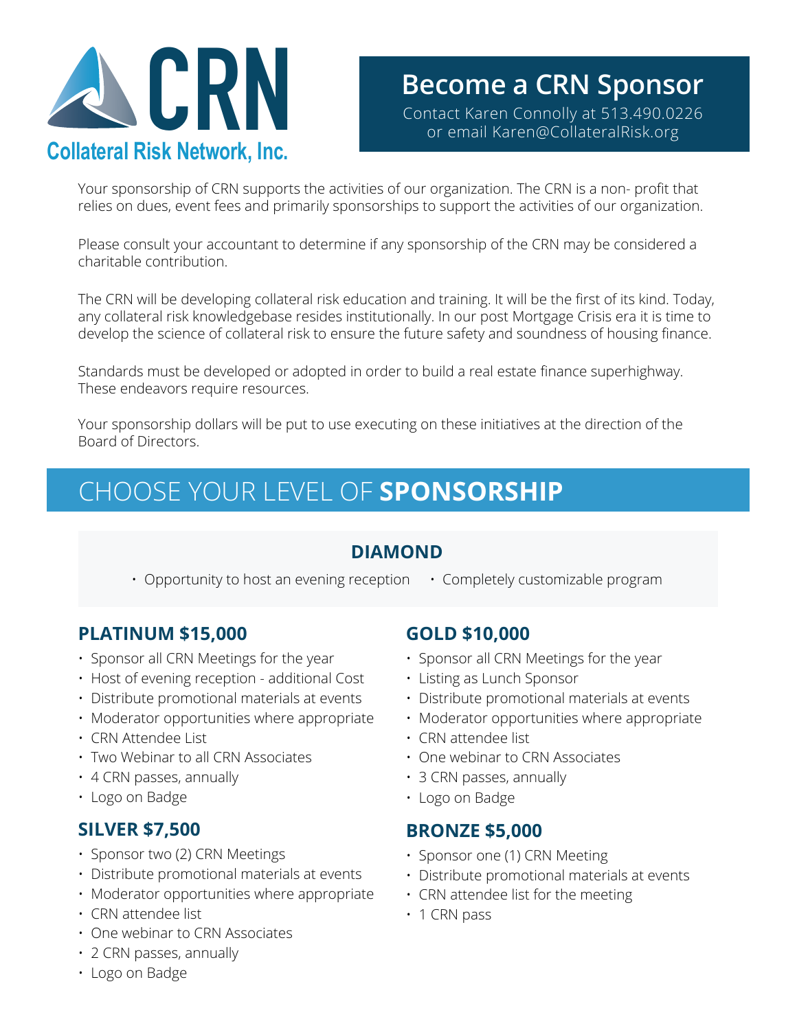# CRN

**Collateral Risk Network, Inc.**

## Become a CRN Sponsor

Contact Karen Connolly at 513.490.0226
or email Karen@CollateralRisk.org

Your sponsorship of CRN supports the activities of our organization. The CRN is a non- profit that relies on dues, event fees and primarily sponsorships to support the activities of our organization.

Please consult your accountant to determine if any sponsorship of the CRN may be considered a charitable contribution.

The CRN will be developing collateral risk education and training. It will be the first of its kind. Today, any collateral risk knowledgebase resides institutionally. In our post Mortgage Crisis era it is time to develop the science of collateral risk to ensure the future safety and soundness of housing finance.

Standards must be developed or adopted in order to build a real estate finance superhighway. These endeavors require resources.

Your sponsorship dollars will be put to use executing on these initiatives at the direction of the Board of Directors.

## CHOOSE YOUR LEVEL OF **SPONSORSHIP**

### DIAMOND

- Opportunity to host an evening reception
- Completely customizable program

### PLATINUM $15,000

- Sponsor all CRN Meetings for the year
- Host of evening reception - additional Cost
- Distribute promotional materials at events
- Moderator opportunities where appropriate
- CRN Attendee List
- Two Webinar to all CRN Associates
- 4 CRN passes, annually
- Logo on Badge

### SILVER $7,500

- Sponsor two (2) CRN Meetings
- Distribute promotional materials at events
- Moderator opportunities where appropriate
- CRN attendee list
- One webinar to CRN Associates
- 2 CRN passes, annually
- Logo on Badge

### GOLD $10,000

- Sponsor all CRN Meetings for the year
- Listing as Lunch Sponsor
- Distribute promotional materials at events
- Moderator opportunities where appropriate
- CRN attendee list
- One webinar to CRN Associates
- 3 CRN passes, annually
- Logo on Badge

### BRONZE $5,000

- Sponsor one (1) CRN Meeting
- Distribute promotional materials at events
- CRN attendee list for the meeting
- 1 CRN pass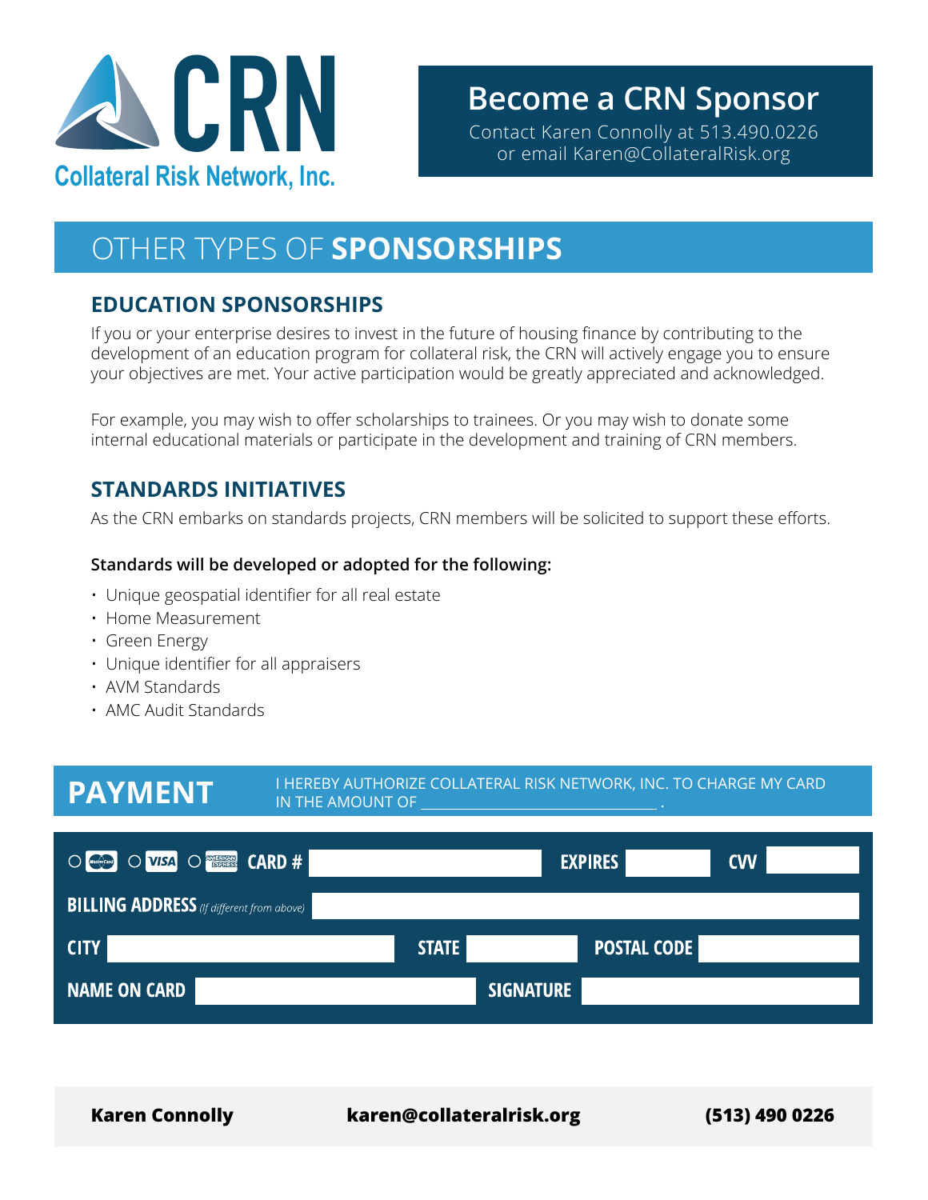**CRN**

**Collateral Risk Network, Inc.**

## Become a CRN Sponsor

Contact Karen Connolly at 513.490.0226
or email Karen@CollateralRisk.org

# OTHER TYPES OF **SPONSORSHIPS**

## EDUCATION SPONSORSHIPS

If you or your enterprise desires to invest in the future of housing finance by contributing to the development of an education program for collateral risk, the CRN will actively engage you to ensure your objectives are met. Your active participation would be greatly appreciated and acknowledged.

For example, you may wish to offer scholarships to trainees. Or you may wish to donate some internal educational materials or participate in the development and training of CRN members.

## STANDARDS INITIATIVES

As the CRN embarks on standards projects, CRN members will be solicited to support these efforts.

**Standards will be developed or adopted for the following:**

- Unique geospatial identifier for all real estate
- Home Measurement
- Green Energy
- Unique identifier for all appraisers
- AVM Standards
- AMC Audit Standards

## PAYMENT

I HEREBY AUTHORIZE COLLATERAL RISK NETWORK, INC. TO CHARGE MY CARD IN THE AMOUNT OF ______________________ .

○ MasterCard ○ VISA ○ American Express **CARD #** __________ **EXPIRES** __________ **CVV** __________

**BILLING ADDRESS** *(If different from above)* __________

**CITY** __________ **STATE** __________ **POSTAL CODE** __________

**NAME ON CARD** __________ **SIGNATURE** __________

**Karen Connolly** **karen@collateralrisk.org** **(513) 490 0226**